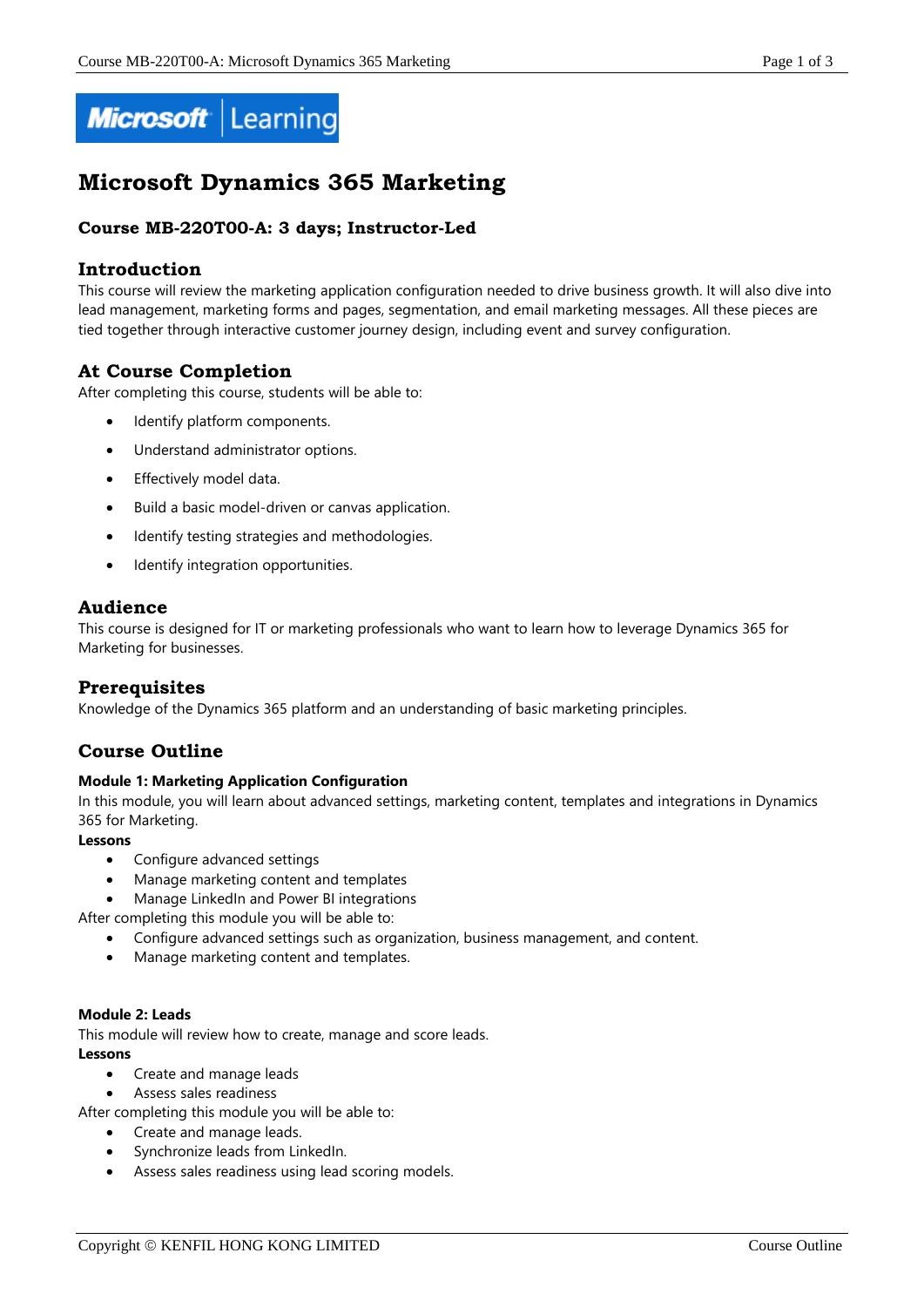# Microsoft Dynamics 365 Marketing

### Course MB-220T00-A: 3 days; Instructor-Led

## Introduction

This course will review the marketing application configuration needed to drive business growth. It will also dive into lead management, marketing forms and pages, segmentation, and email marketing messages. All these pieces are tied together through interactive customer journey design, including event and survey configuration.

## At Course Completion

After completing this course, students will be able to:

- Identify platform components.
- Understand administrator options.
- Effectively model data.
- Build a basic model-driven or canvas application.
- Identify testing strategies and methodologies.
- Identify integration opportunities.

## Audience

This course is designed for IT or marketing professionals who want to learn how to leverage Dynamics 365 for Marketing for businesses.

## Prerequisites

Knowledge of the Dynamics 365 platform and an understanding of basic marketing principles.

## Course Outline

**Module 1: Marketing Application Configuration**

In this module, you will learn about advanced settings, marketing content, templates and integrations in Dynamics 365 for Marketing.

**Lessons**

- Configure advanced settings
- Manage marketing content and templates
- Manage LinkedIn and Power BI integrations

After completing this module you will be able to:

- Configure advanced settings such as organization, business management, and content.
- Manage marketing content and templates.

**Module 2: Leads**

This module will review how to create, manage and score leads.

**Lessons**

- Create and manage leads
- Assess sales readiness

After completing this module you will be able to:

- Create and manage leads.
- Synchronize leads from LinkedIn.
- Assess sales readiness using lead scoring models.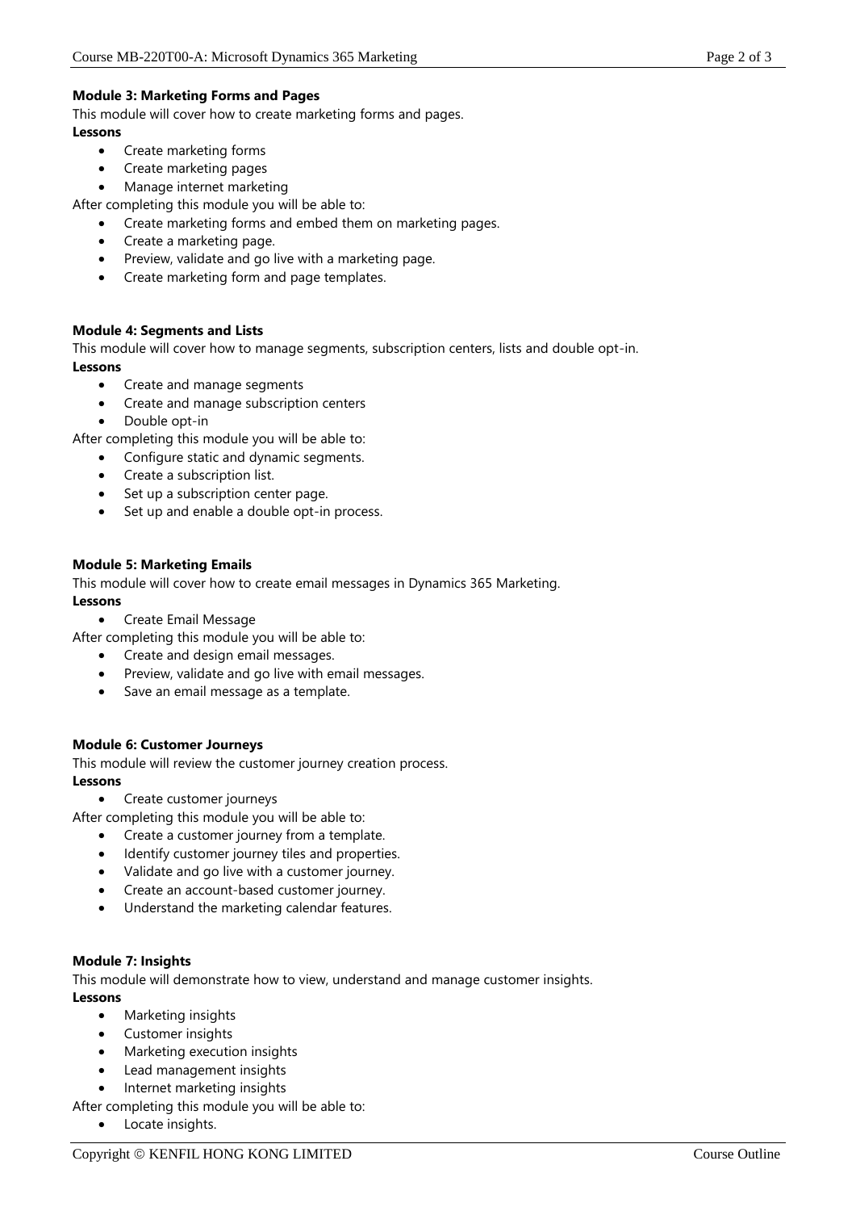**Module 3: Marketing Forms and Pages**

This module will cover how to create marketing forms and pages.

**Lessons**

- Create marketing forms
- Create marketing pages
- Manage internet marketing

After completing this module you will be able to:

- Create marketing forms and embed them on marketing pages.
- Create a marketing page.
- Preview, validate and go live with a marketing page.
- Create marketing form and page templates.

**Module 4: Segments and Lists**

This module will cover how to manage segments, subscription centers, lists and double opt-in.

**Lessons**

- Create and manage segments
- Create and manage subscription centers
- Double opt-in

After completing this module you will be able to:

- Configure static and dynamic segments.
- Create a subscription list.
- Set up a subscription center page.
- Set up and enable a double opt-in process.

**Module 5: Marketing Emails**

This module will cover how to create email messages in Dynamics 365 Marketing.

**Lessons**

- Create Email Message

After completing this module you will be able to:

- Create and design email messages.
- Preview, validate and go live with email messages.
- Save an email message as a template.

**Module 6: Customer Journeys**

This module will review the customer journey creation process.

**Lessons**

- Create customer journeys

After completing this module you will be able to:

- Create a customer journey from a template.
- Identify customer journey tiles and properties.
- Validate and go live with a customer journey.
- Create an account-based customer journey.
- Understand the marketing calendar features.

**Module 7: Insights**

This module will demonstrate how to view, understand and manage customer insights.

**Lessons**

- Marketing insights
- Customer insights
- Marketing execution insights
- Lead management insights
- Internet marketing insights

After completing this module you will be able to:

- Locate insights.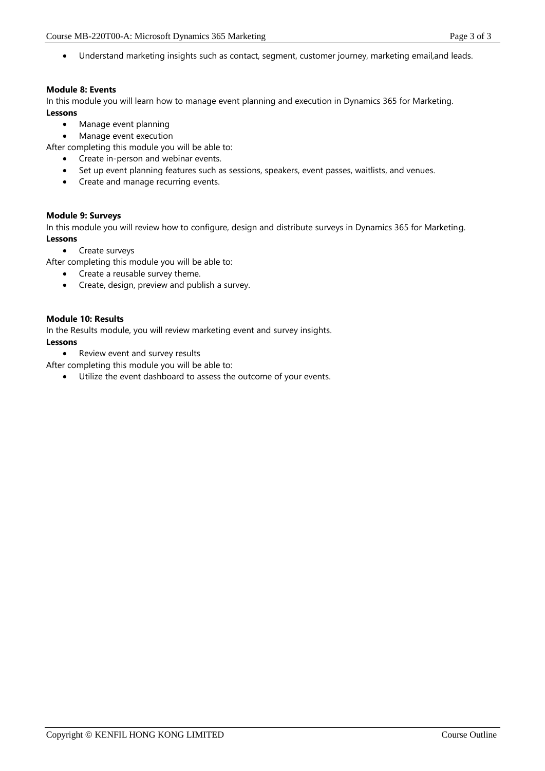- Understand marketing insights such as contact, segment, customer journey, marketing email,and leads.

**Module 8: Events**

In this module you will learn how to manage event planning and execution in Dynamics 365 for Marketing.

**Lessons**

- Manage event planning
- Manage event execution

After completing this module you will be able to:

- Create in-person and webinar events.
- Set up event planning features such as sessions, speakers, event passes, waitlists, and venues.
- Create and manage recurring events.

**Module 9: Surveys**

In this module you will review how to configure, design and distribute surveys in Dynamics 365 for Marketing.

**Lessons**

- Create surveys

After completing this module you will be able to:

- Create a reusable survey theme.
- Create, design, preview and publish a survey.

**Module 10: Results**

In the Results module, you will review marketing event and survey insights.

**Lessons**

- Review event and survey results

After completing this module you will be able to:

- Utilize the event dashboard to assess the outcome of your events.